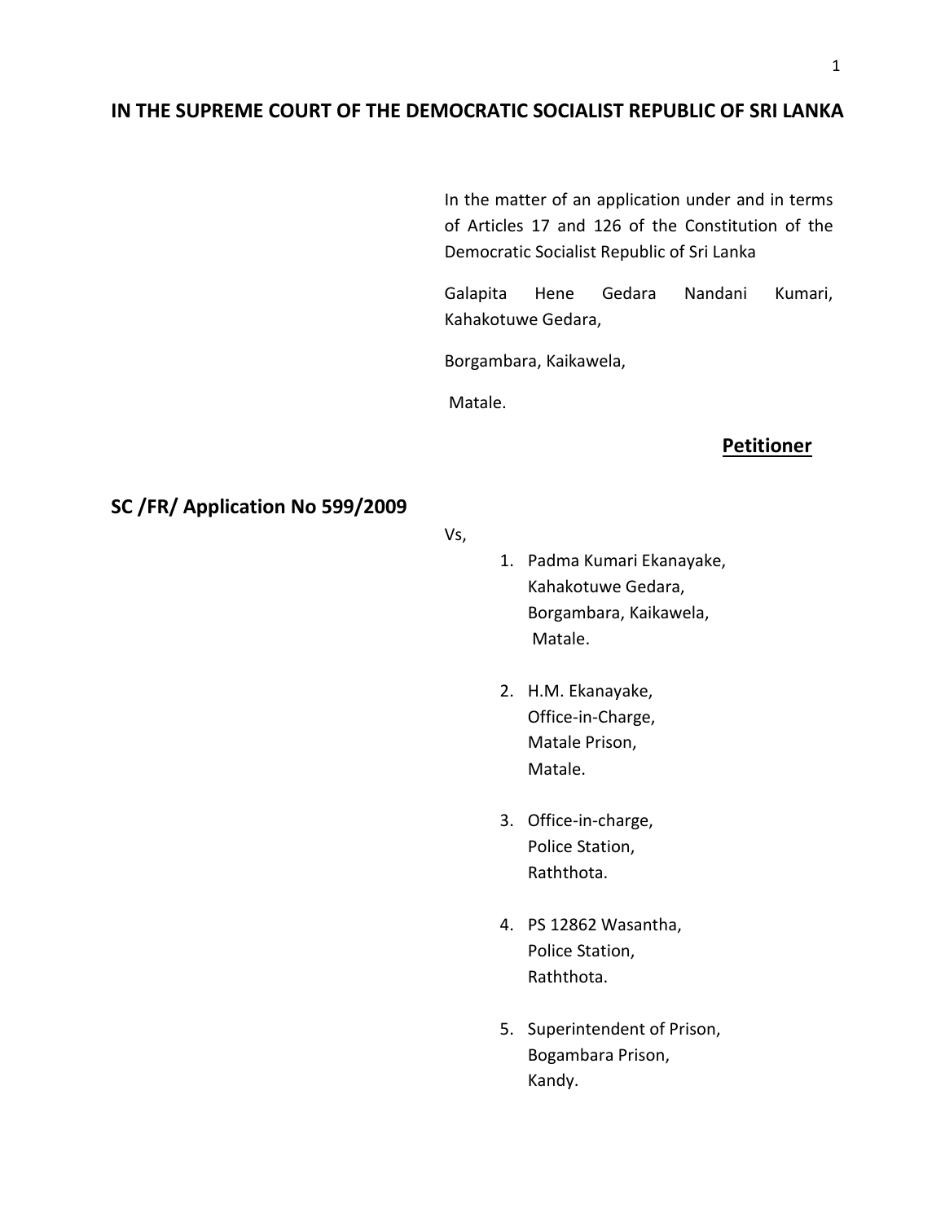# IN THE SUPREME COURT OF THE DEMOCRATIC SOCIALIST REPUBLIC OF SRI LANKA

In the matter of an application under and in terms of Articles 17 and 126 of the Constitution of the Democratic Socialist Republic of Sri Lanka

Galapita Hene Gedara Nandani Kumari, Kahakotuwe Gedara,

Borgambara, Kaikawela,

Matale.

**Petitioner**

**SC /FR/ Application No 599/2009**

Vs,

1. Padma Kumari Ekanayake,
   Kahakotuwe Gedara,
   Borgambara, Kaikawela,
   Matale.

2. H.M. Ekanayake,
   Office-in-Charge,
   Matale Prison,
   Matale.

3. Office-in-charge,
   Police Station,
   Raththota.

4. PS 12862 Wasantha,
   Police Station,
   Raththota.

5. Superintendent of Prison,
   Bogambara Prison,
   Kandy.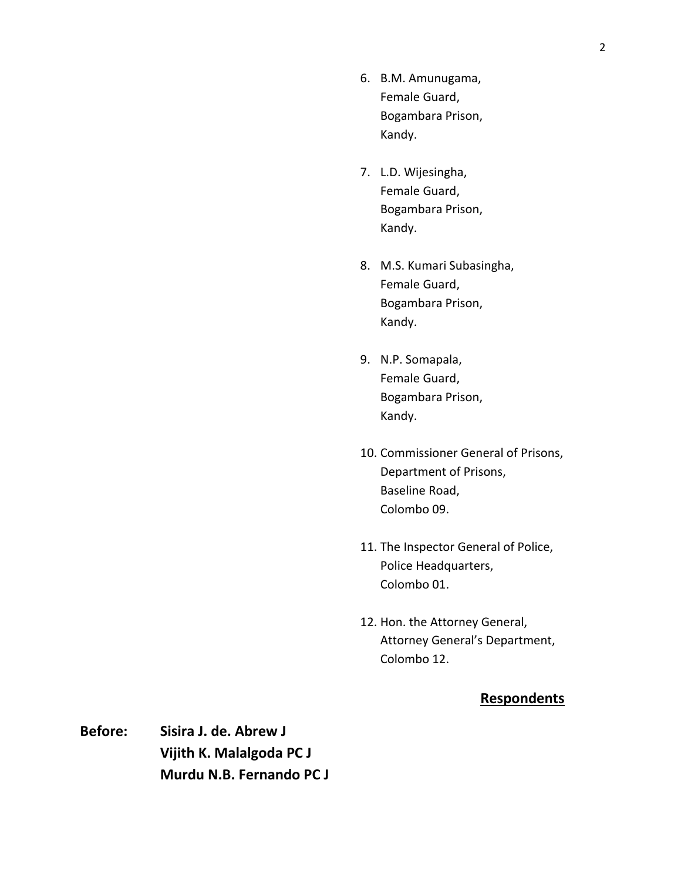6. B.M. Amunugama,
   Female Guard,
   Bogambara Prison,
   Kandy.

7. L.D. Wijesingha,
   Female Guard,
   Bogambara Prison,
   Kandy.

8. M.S. Kumari Subasingha,
   Female Guard,
   Bogambara Prison,
   Kandy.

9. N.P. Somapala,
   Female Guard,
   Bogambara Prison,
   Kandy.

10. Commissioner General of Prisons,
    Department of Prisons,
    Baseline Road,
    Colombo 09.

11. The Inspector General of Police,
    Police Headquarters,
    Colombo 01.

12. Hon. the Attorney General,
    Attorney General's Department,
    Colombo 12.

**Respondents**

**Before:** **Sisira J. de. Abrew J**
**Vijith K. Malalgoda PC J**
**Murdu N.B. Fernando PC J**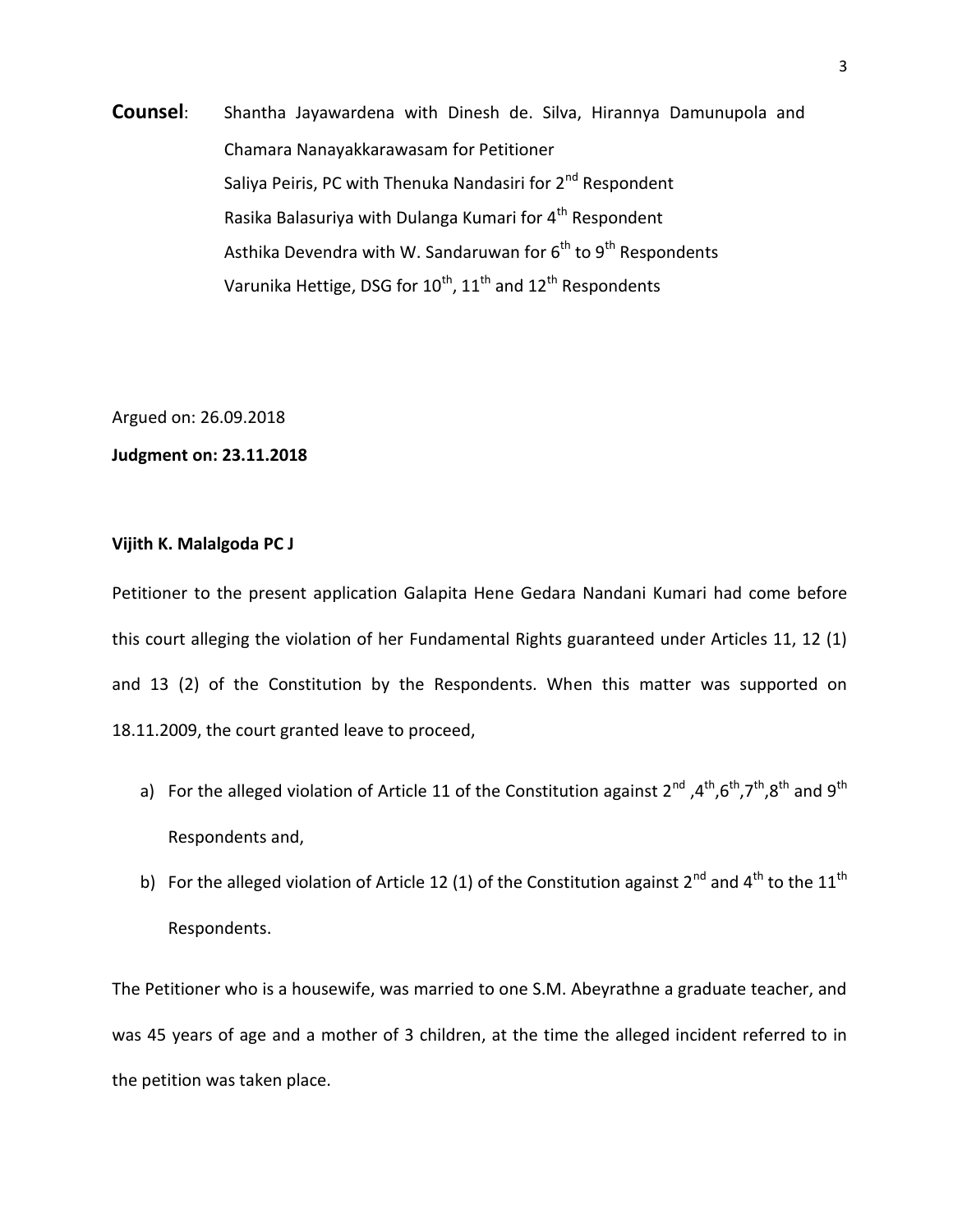**Counsel**: Shantha Jayawardena with Dinesh de. Silva, Hirannya Damunupola and Chamara Nanayakkarawasam for Petitioner
Saliya Peiris, PC with Thenuka Nandasiri for 2nd Respondent
Rasika Balasuriya with Dulanga Kumari for 4th Respondent
Asthika Devendra with W. Sandaruwan for 6th to 9th Respondents
Varunika Hettige, DSG for 10th, 11th and 12th Respondents

Argued on: 26.09.2018

**Judgment on: 23.11.2018**

**Vijith K. Malalgoda PC J**

Petitioner to the present application Galapita Hene Gedara Nandani Kumari had come before this court alleging the violation of her Fundamental Rights guaranteed under Articles 11, 12 (1) and 13 (2) of the Constitution by the Respondents. When this matter was supported on 18.11.2009, the court granted leave to proceed,

a) For the alleged violation of Article 11 of the Constitution against 2nd ,4th,6th,7th,8th and 9th Respondents and,

b) For the alleged violation of Article 12 (1) of the Constitution against 2nd and 4th to the 11th Respondents.

The Petitioner who is a housewife, was married to one S.M. Abeyrathne a graduate teacher, and was 45 years of age and a mother of 3 children, at the time the alleged incident referred to in the petition was taken place.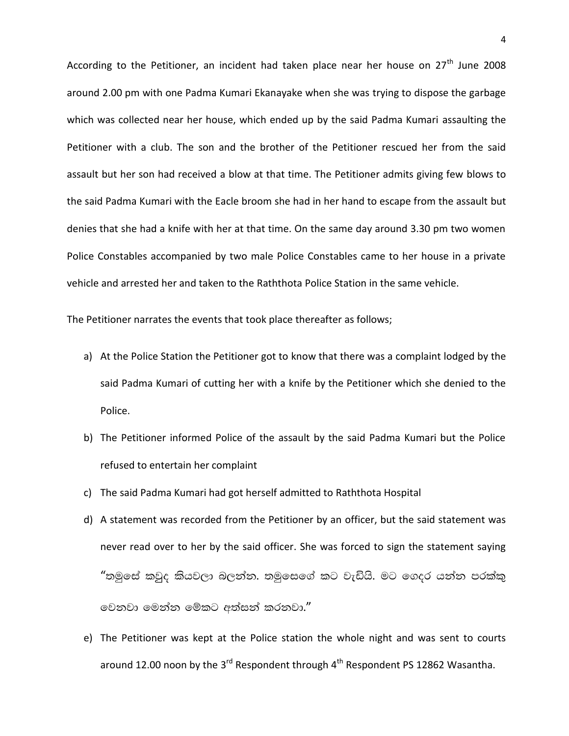According to the Petitioner, an incident had taken place near her house on 27th June 2008 around 2.00 pm with one Padma Kumari Ekanayake when she was trying to dispose the garbage which was collected near her house, which ended up by the said Padma Kumari assaulting the Petitioner with a club. The son and the brother of the Petitioner rescued her from the said assault but her son had received a blow at that time. The Petitioner admits giving few blows to the said Padma Kumari with the Eacle broom she had in her hand to escape from the assault but denies that she had a knife with her at that time. On the same day around 3.30 pm two women Police Constables accompanied by two male Police Constables came to her house in a private vehicle and arrested her and taken to the Raththota Police Station in the same vehicle.

The Petitioner narrates the events that took place thereafter as follows;

a) At the Police Station the Petitioner got to know that there was a complaint lodged by the said Padma Kumari of cutting her with a knife by the Petitioner which she denied to the Police.

b) The Petitioner informed Police of the assault by the said Padma Kumari but the Police refused to entertain her complaint

c) The said Padma Kumari had got herself admitted to Raththota Hospital

d) A statement was recorded from the Petitioner by an officer, but the said statement was never read over to her by the said officer. She was forced to sign the statement saying "තමුසේ කවුද කියවලා බලන්න. තමුසෙගේ කට වැඩියි. මට ගෙදර යන්න පරක්කු වෙනවා මෙන්න මේකට අත්සන් කරනවා."

e) The Petitioner was kept at the Police station the whole night and was sent to courts around 12.00 noon by the 3rd Respondent through 4th Respondent PS 12862 Wasantha.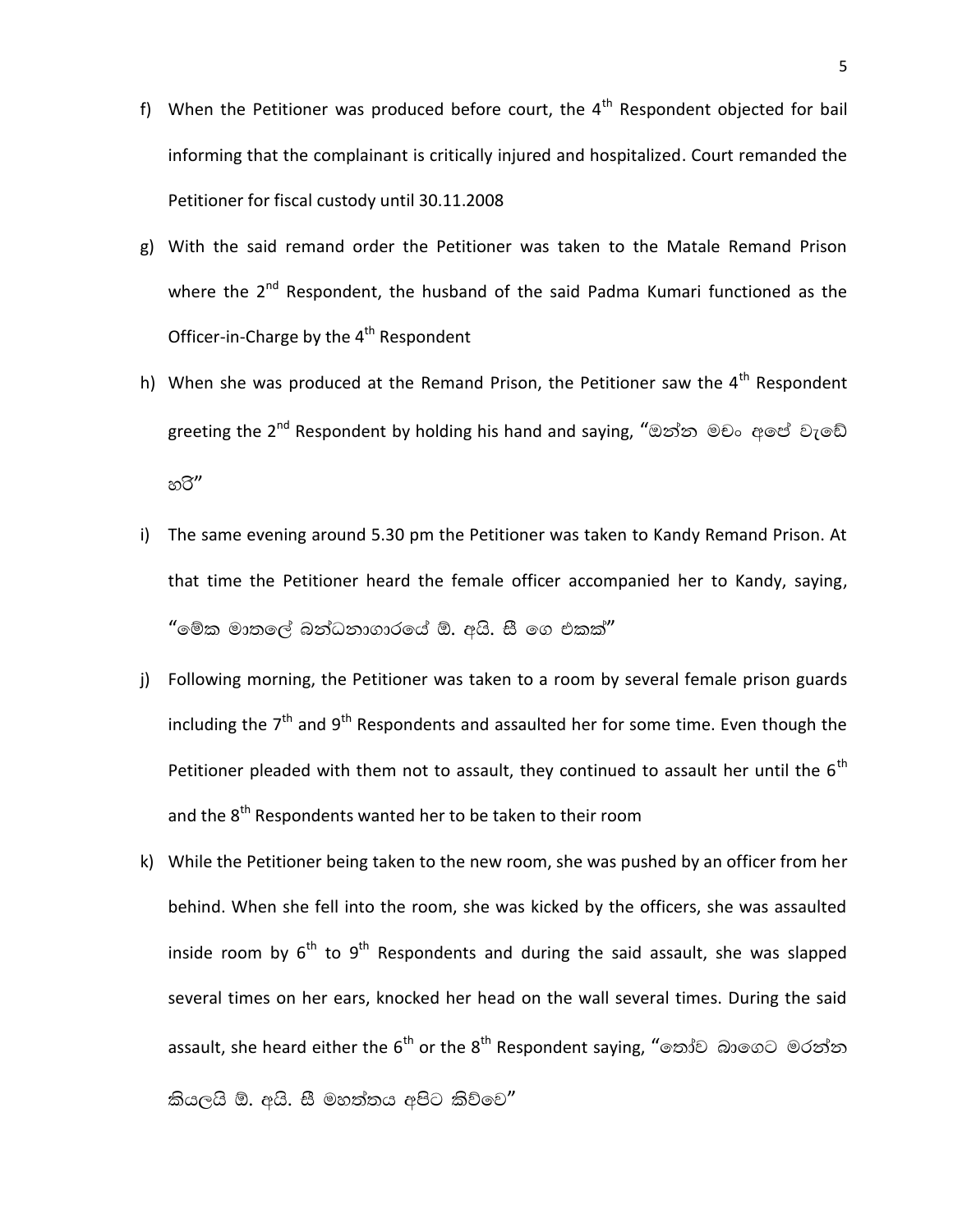f) When the Petitioner was produced before court, the 4th Respondent objected for bail informing that the complainant is critically injured and hospitalized. Court remanded the Petitioner for fiscal custody until 30.11.2008

g) With the said remand order the Petitioner was taken to the Matale Remand Prison where the 2nd Respondent, the husband of the said Padma Kumari functioned as the Officer-in-Charge by the 4th Respondent

h) When she was produced at the Remand Prison, the Petitioner saw the 4th Respondent greeting the 2nd Respondent by holding his hand and saying, "ඔන්න මචං අපේ වැඩේ හරි"

i) The same evening around 5.30 pm the Petitioner was taken to Kandy Remand Prison. At that time the Petitioner heard the female officer accompanied her to Kandy, saying, "මේක මාතලේ බන්ධනාගාරයේ ඕ. අයි. සී ගෙ එකක්"

j) Following morning, the Petitioner was taken to a room by several female prison guards including the 7th and 9th Respondents and assaulted her for some time. Even though the Petitioner pleaded with them not to assault, they continued to assault her until the 6th and the 8th Respondents wanted her to be taken to their room

k) While the Petitioner being taken to the new room, she was pushed by an officer from her behind. When she fell into the room, she was kicked by the officers, she was assaulted inside room by 6th to 9th Respondents and during the said assault, she was slapped several times on her ears, knocked her head on the wall several times. During the said assault, she heard either the 6th or the 8th Respondent saying, "තෝව බාගෙට මරන්න කියලයි ඕ. අයි. සී මහත්තය අපිට කිව්වෙ"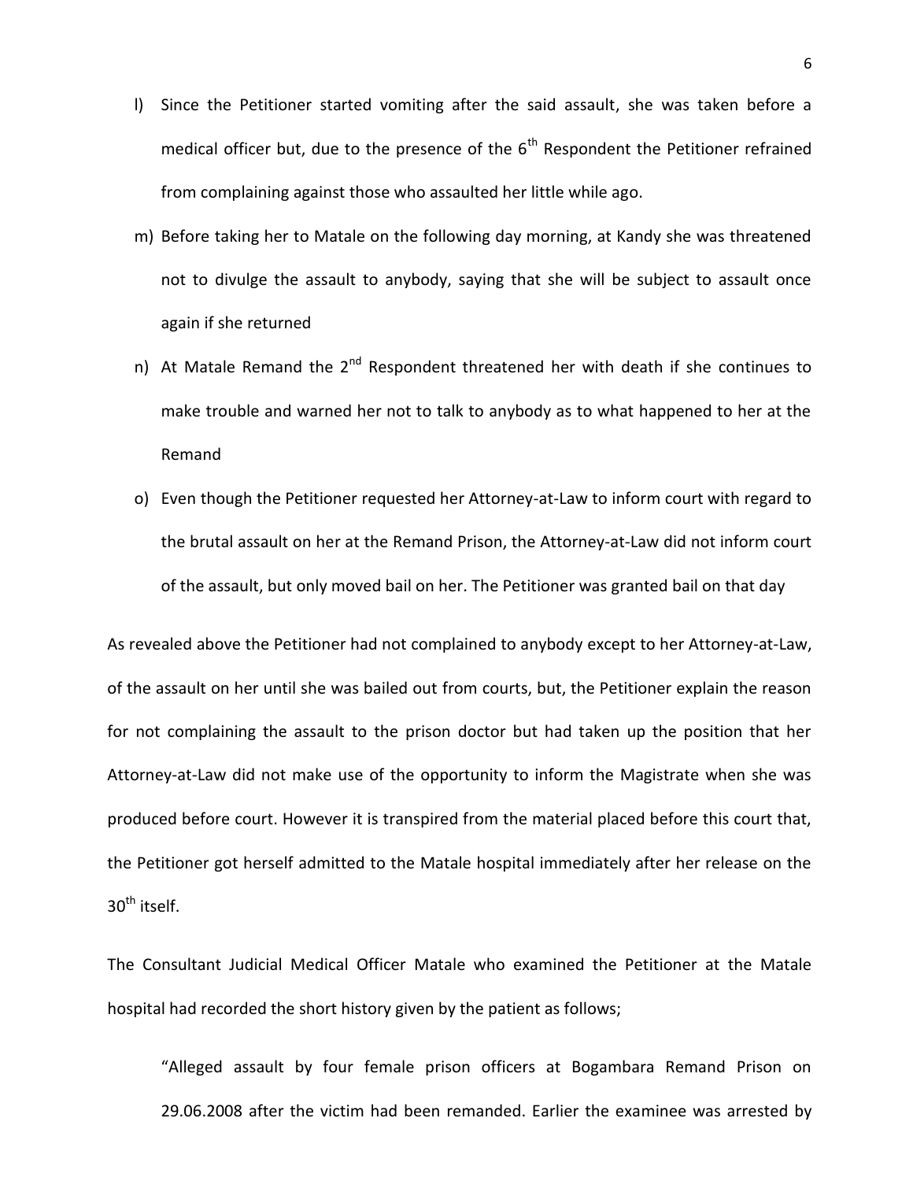l) Since the Petitioner started vomiting after the said assault, she was taken before a medical officer but, due to the presence of the 6th Respondent the Petitioner refrained from complaining against those who assaulted her little while ago.

m) Before taking her to Matale on the following day morning, at Kandy she was threatened not to divulge the assault to anybody, saying that she will be subject to assault once again if she returned

n) At Matale Remand the 2nd Respondent threatened her with death if she continues to make trouble and warned her not to talk to anybody as to what happened to her at the Remand

o) Even though the Petitioner requested her Attorney-at-Law to inform court with regard to the brutal assault on her at the Remand Prison, the Attorney-at-Law did not inform court of the assault, but only moved bail on her. The Petitioner was granted bail on that day

As revealed above the Petitioner had not complained to anybody except to her Attorney-at-Law, of the assault on her until she was bailed out from courts, but, the Petitioner explain the reason for not complaining the assault to the prison doctor but had taken up the position that her Attorney-at-Law did not make use of the opportunity to inform the Magistrate when she was produced before court. However it is transpired from the material placed before this court that, the Petitioner got herself admitted to the Matale hospital immediately after her release on the 30th itself.

The Consultant Judicial Medical Officer Matale who examined the Petitioner at the Matale hospital had recorded the short history given by the patient as follows;

> "Alleged assault by four female prison officers at Bogambara Remand Prison on 29.06.2008 after the victim had been remanded. Earlier the examinee was arrested by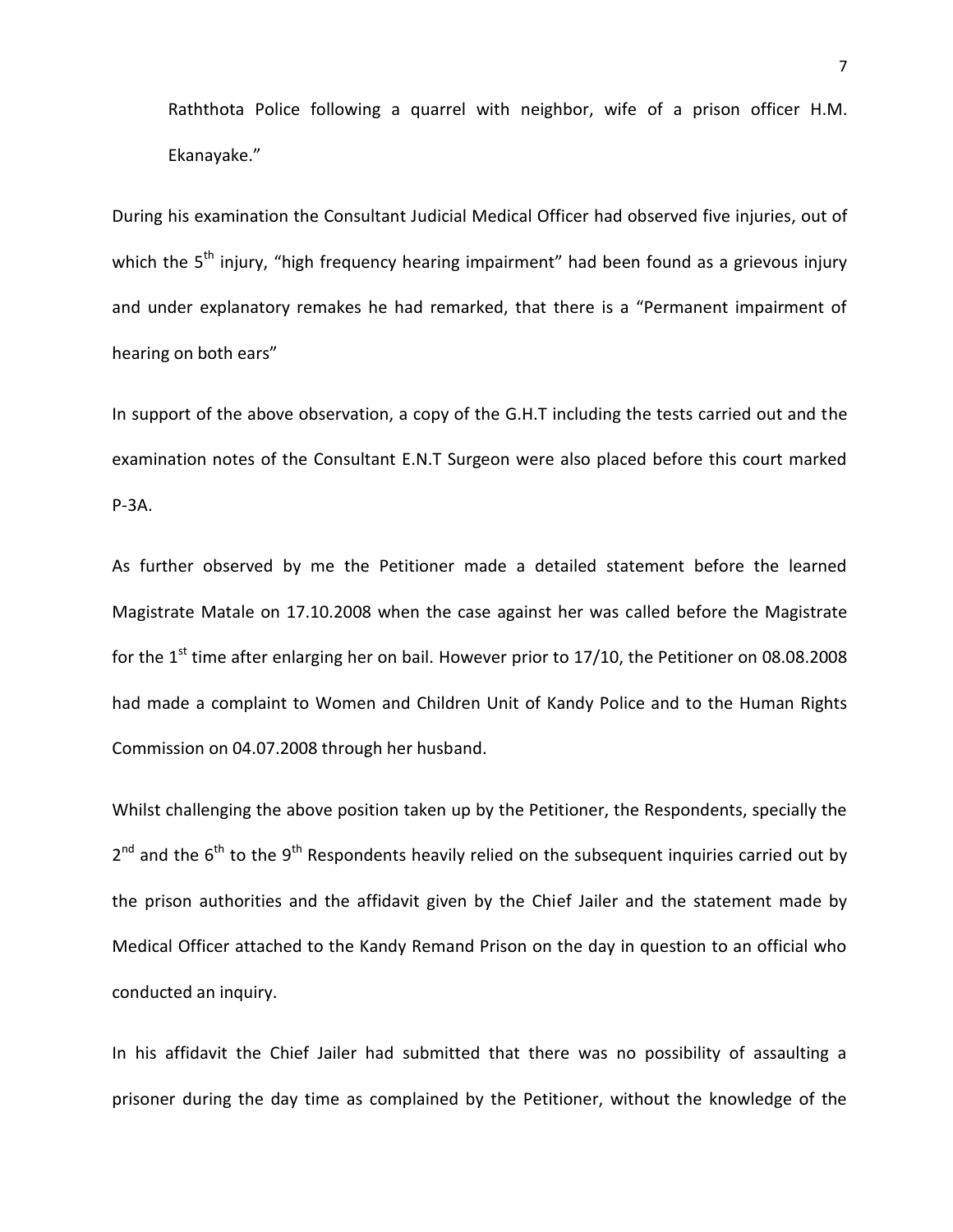Raththota Police following a quarrel with neighbor, wife of a prison officer H.M. Ekanayake."

During his examination the Consultant Judicial Medical Officer had observed five injuries, out of which the 5th injury, "high frequency hearing impairment" had been found as a grievous injury and under explanatory remakes he had remarked, that there is a "Permanent impairment of hearing on both ears"

In support of the above observation, a copy of the G.H.T including the tests carried out and the examination notes of the Consultant E.N.T Surgeon were also placed before this court marked P-3A.

As further observed by me the Petitioner made a detailed statement before the learned Magistrate Matale on 17.10.2008 when the case against her was called before the Magistrate for the 1st time after enlarging her on bail. However prior to 17/10, the Petitioner on 08.08.2008 had made a complaint to Women and Children Unit of Kandy Police and to the Human Rights Commission on 04.07.2008 through her husband.

Whilst challenging the above position taken up by the Petitioner, the Respondents, specially the 2nd and the 6th to the 9th Respondents heavily relied on the subsequent inquiries carried out by the prison authorities and the affidavit given by the Chief Jailer and the statement made by Medical Officer attached to the Kandy Remand Prison on the day in question to an official who conducted an inquiry.

In his affidavit the Chief Jailer had submitted that there was no possibility of assaulting a prisoner during the day time as complained by the Petitioner, without the knowledge of the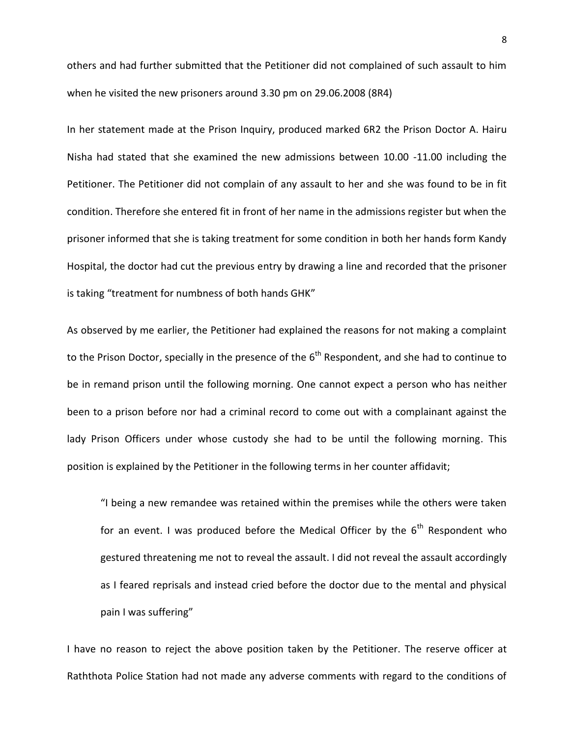others and had further submitted that the Petitioner did not complained of such assault to him when he visited the new prisoners around 3.30 pm on 29.06.2008 (8R4)

In her statement made at the Prison Inquiry, produced marked 6R2 the Prison Doctor A. Hairu Nisha had stated that she examined the new admissions between 10.00 -11.00 including the Petitioner. The Petitioner did not complain of any assault to her and she was found to be in fit condition. Therefore she entered fit in front of her name in the admissions register but when the prisoner informed that she is taking treatment for some condition in both her hands form Kandy Hospital, the doctor had cut the previous entry by drawing a line and recorded that the prisoner is taking "treatment for numbness of both hands GHK"

As observed by me earlier, the Petitioner had explained the reasons for not making a complaint to the Prison Doctor, specially in the presence of the 6th Respondent, and she had to continue to be in remand prison until the following morning. One cannot expect a person who has neither been to a prison before nor had a criminal record to come out with a complainant against the lady Prison Officers under whose custody she had to be until the following morning. This position is explained by the Petitioner in the following terms in her counter affidavit;

> "I being a new remandee was retained within the premises while the others were taken for an event. I was produced before the Medical Officer by the 6th Respondent who gestured threatening me not to reveal the assault. I did not reveal the assault accordingly as I feared reprisals and instead cried before the doctor due to the mental and physical pain I was suffering"

I have no reason to reject the above position taken by the Petitioner. The reserve officer at Raththota Police Station had not made any adverse comments with regard to the conditions of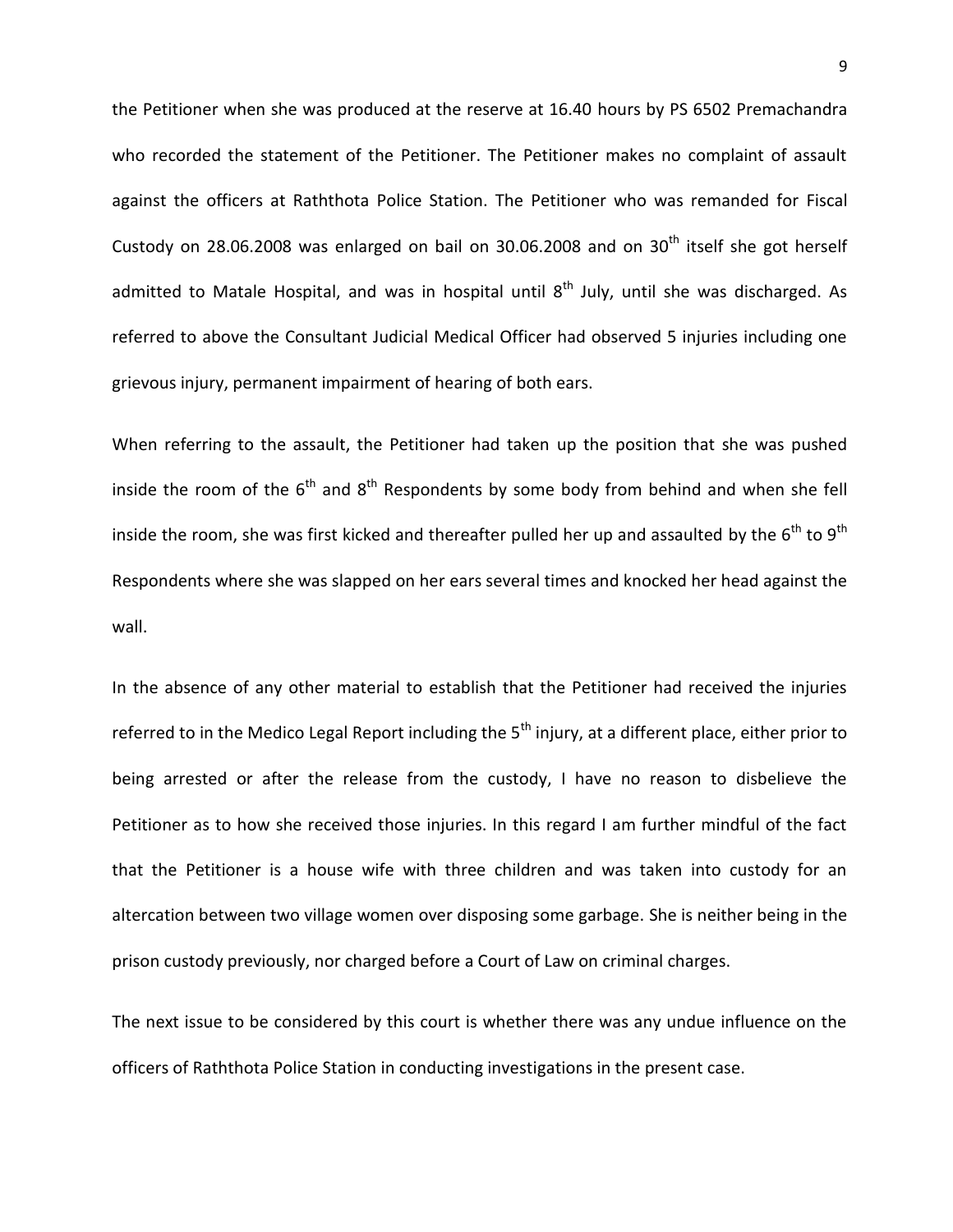the Petitioner when she was produced at the reserve at 16.40 hours by PS 6502 Premachandra who recorded the statement of the Petitioner. The Petitioner makes no complaint of assault against the officers at Raththota Police Station. The Petitioner who was remanded for Fiscal Custody on 28.06.2008 was enlarged on bail on 30.06.2008 and on 30th itself she got herself admitted to Matale Hospital, and was in hospital until 8th July, until she was discharged. As referred to above the Consultant Judicial Medical Officer had observed 5 injuries including one grievous injury, permanent impairment of hearing of both ears.

When referring to the assault, the Petitioner had taken up the position that she was pushed inside the room of the 6th and 8th Respondents by some body from behind and when she fell inside the room, she was first kicked and thereafter pulled her up and assaulted by the 6th to 9th Respondents where she was slapped on her ears several times and knocked her head against the wall.

In the absence of any other material to establish that the Petitioner had received the injuries referred to in the Medico Legal Report including the 5th injury, at a different place, either prior to being arrested or after the release from the custody, I have no reason to disbelieve the Petitioner as to how she received those injuries. In this regard I am further mindful of the fact that the Petitioner is a house wife with three children and was taken into custody for an altercation between two village women over disposing some garbage. She is neither being in the prison custody previously, nor charged before a Court of Law on criminal charges.

The next issue to be considered by this court is whether there was any undue influence on the officers of Raththota Police Station in conducting investigations in the present case.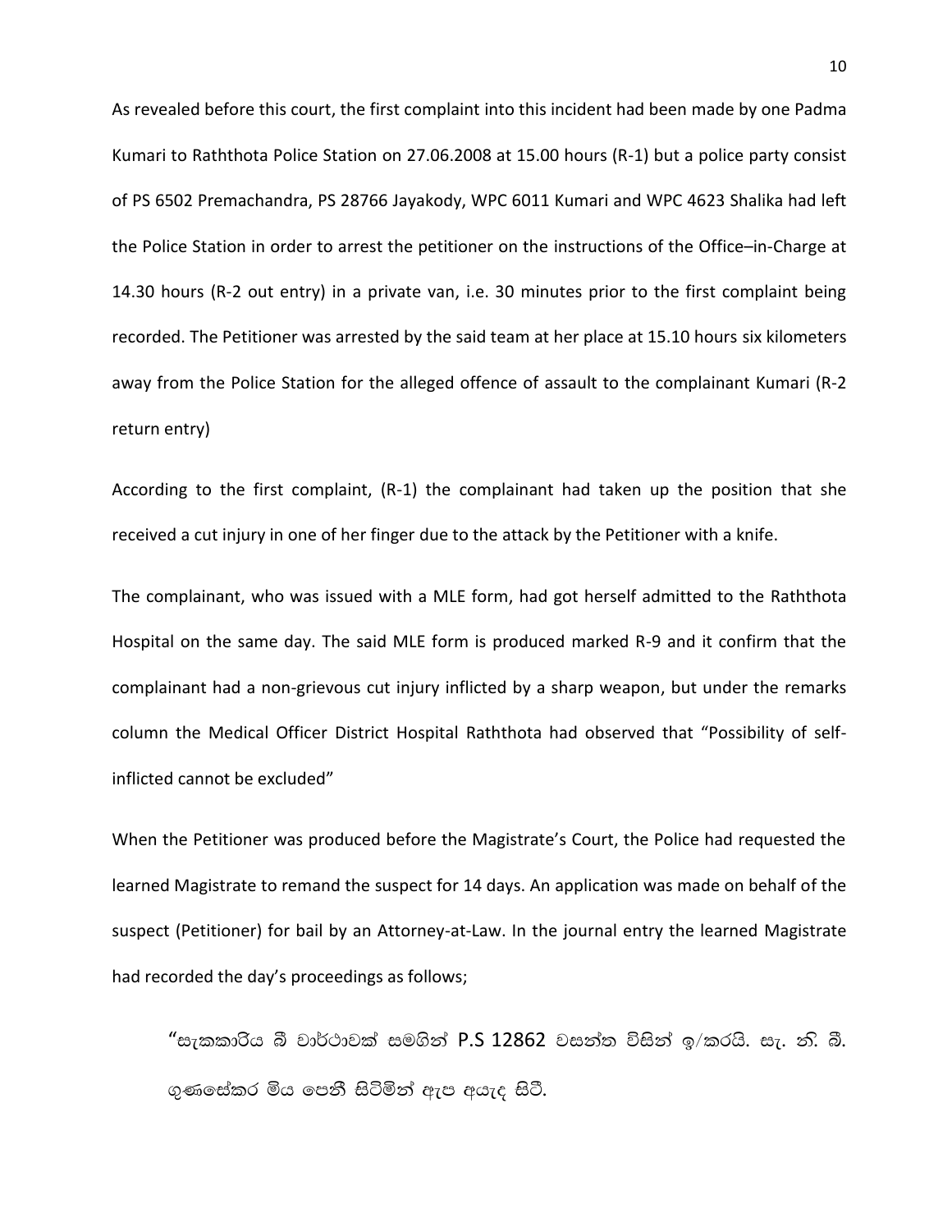As revealed before this court, the first complaint into this incident had been made by one Padma Kumari to Raththota Police Station on 27.06.2008 at 15.00 hours (R-1) but a police party consist of PS 6502 Premachandra, PS 28766 Jayakody, WPC 6011 Kumari and WPC 4623 Shalika had left the Police Station in order to arrest the petitioner on the instructions of the Office–in-Charge at 14.30 hours (R-2 out entry) in a private van, i.e. 30 minutes prior to the first complaint being recorded. The Petitioner was arrested by the said team at her place at 15.10 hours six kilometers away from the Police Station for the alleged offence of assault to the complainant Kumari (R-2 return entry)

According to the first complaint, (R-1) the complainant had taken up the position that she received a cut injury in one of her finger due to the attack by the Petitioner with a knife.

The complainant, who was issued with a MLE form, had got herself admitted to the Raththota Hospital on the same day. The said MLE form is produced marked R-9 and it confirm that the complainant had a non-grievous cut injury inflicted by a sharp weapon, but under the remarks column the Medical Officer District Hospital Raththota had observed that "Possibility of self-inflicted cannot be excluded"

When the Petitioner was produced before the Magistrate's Court, the Police had requested the learned Magistrate to remand the suspect for 14 days. An application was made on behalf of the suspect (Petitioner) for bail by an Attorney-at-Law. In the journal entry the learned Magistrate had recorded the day's proceedings as follows;

"සැකකාරිය බී වාර්ථාවක් සමගින් P.S 12862 වසන්ත විසින් ඉ/කරයි. සැ. නි. බී. ගුණසේකර මිය පෙනී සිටිමින් ඇප අයැද සිටී.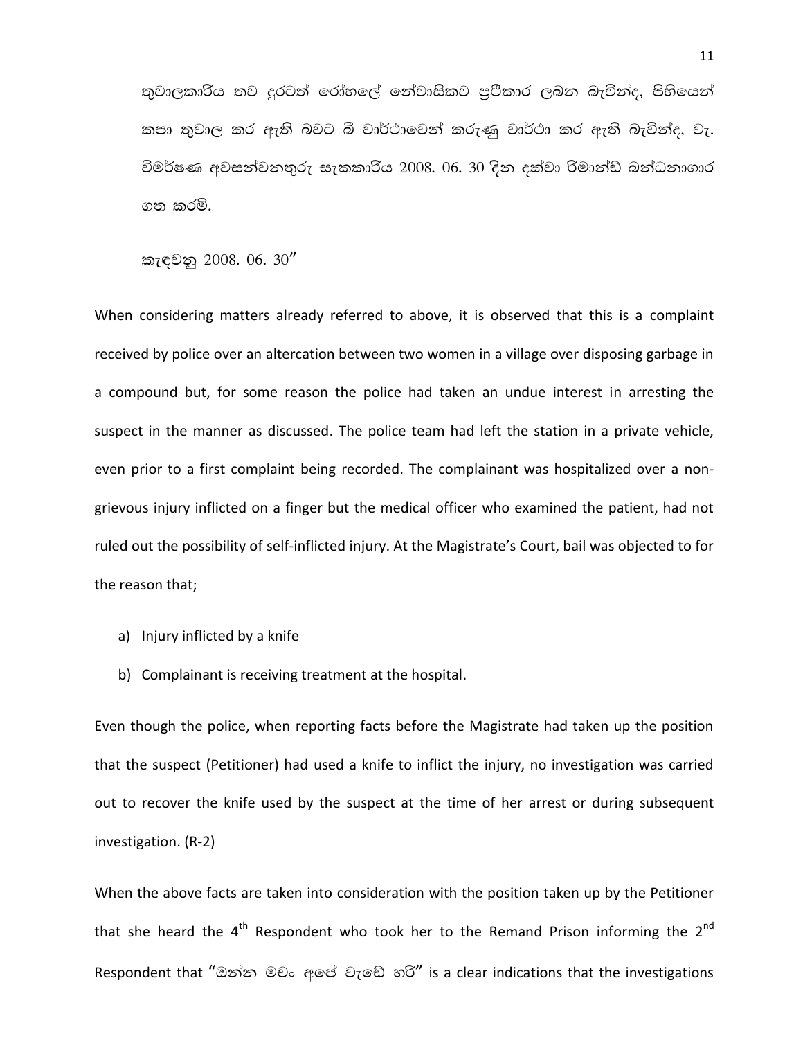තුවාලකාරිය තව දුරටත් රෝහලේ නේවාසිකව ප්‍රතිකාර ලබන බැවින්ද, පිහියෙන් කපා තුවාල කර ඇති බවට බී වාර්ථාවෙන් කරුණු වාර්ථා කර ඇති බැවින්ද, වැ. විමර්ෂණ අවසන්වනතුරු සැකකාරිය 2008. 06. 30 දින දක්වා රිමාන්ඩ් බන්ධනාගාර ගත කරමි.

කැඳවනු 2008. 06. 30"

When considering matters already referred to above, it is observed that this is a complaint received by police over an altercation between two women in a village over disposing garbage in a compound but, for some reason the police had taken an undue interest in arresting the suspect in the manner as discussed. The police team had left the station in a private vehicle, even prior to a first complaint being recorded. The complainant was hospitalized over a non-grievous injury inflicted on a finger but the medical officer who examined the patient, had not ruled out the possibility of self-inflicted injury. At the Magistrate's Court, bail was objected to for the reason that;

a) Injury inflicted by a knife
b) Complainant is receiving treatment at the hospital.

Even though the police, when reporting facts before the Magistrate had taken up the position that the suspect (Petitioner) had used a knife to inflict the injury, no investigation was carried out to recover the knife used by the suspect at the time of her arrest or during subsequent investigation. (R-2)

When the above facts are taken into consideration with the position taken up by the Petitioner that she heard the 4th Respondent who took her to the Remand Prison informing the 2nd Respondent that "ඔන්න මචං අපේ වැඩේ හරි" is a clear indications that the investigations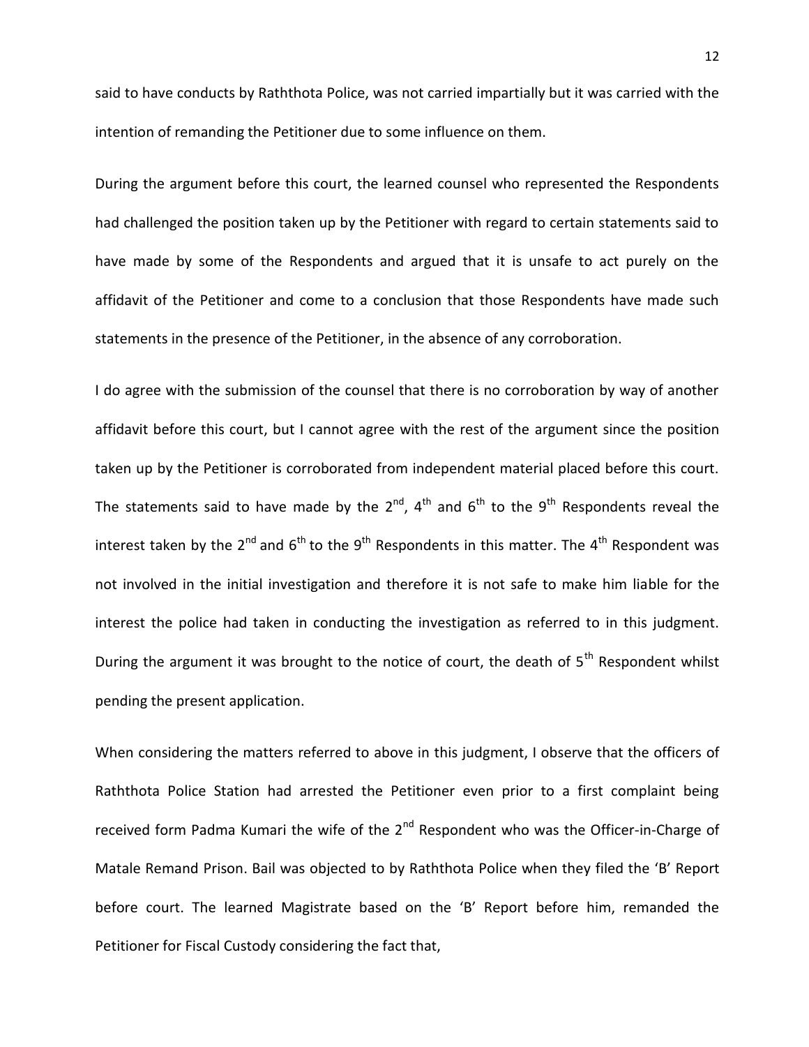said to have conducts by Raththota Police, was not carried impartially but it was carried with the intention of remanding the Petitioner due to some influence on them.

During the argument before this court, the learned counsel who represented the Respondents had challenged the position taken up by the Petitioner with regard to certain statements said to have made by some of the Respondents and argued that it is unsafe to act purely on the affidavit of the Petitioner and come to a conclusion that those Respondents have made such statements in the presence of the Petitioner, in the absence of any corroboration.

I do agree with the submission of the counsel that there is no corroboration by way of another affidavit before this court, but I cannot agree with the rest of the argument since the position taken up by the Petitioner is corroborated from independent material placed before this court. The statements said to have made by the 2nd, 4th and 6th to the 9th Respondents reveal the interest taken by the 2nd and 6th to the 9th Respondents in this matter. The 4th Respondent was not involved in the initial investigation and therefore it is not safe to make him liable for the interest the police had taken in conducting the investigation as referred to in this judgment. During the argument it was brought to the notice of court, the death of 5th Respondent whilst pending the present application.

When considering the matters referred to above in this judgment, I observe that the officers of Raththota Police Station had arrested the Petitioner even prior to a first complaint being received form Padma Kumari the wife of the 2nd Respondent who was the Officer-in-Charge of Matale Remand Prison. Bail was objected to by Raththota Police when they filed the 'B' Report before court. The learned Magistrate based on the 'B' Report before him, remanded the Petitioner for Fiscal Custody considering the fact that,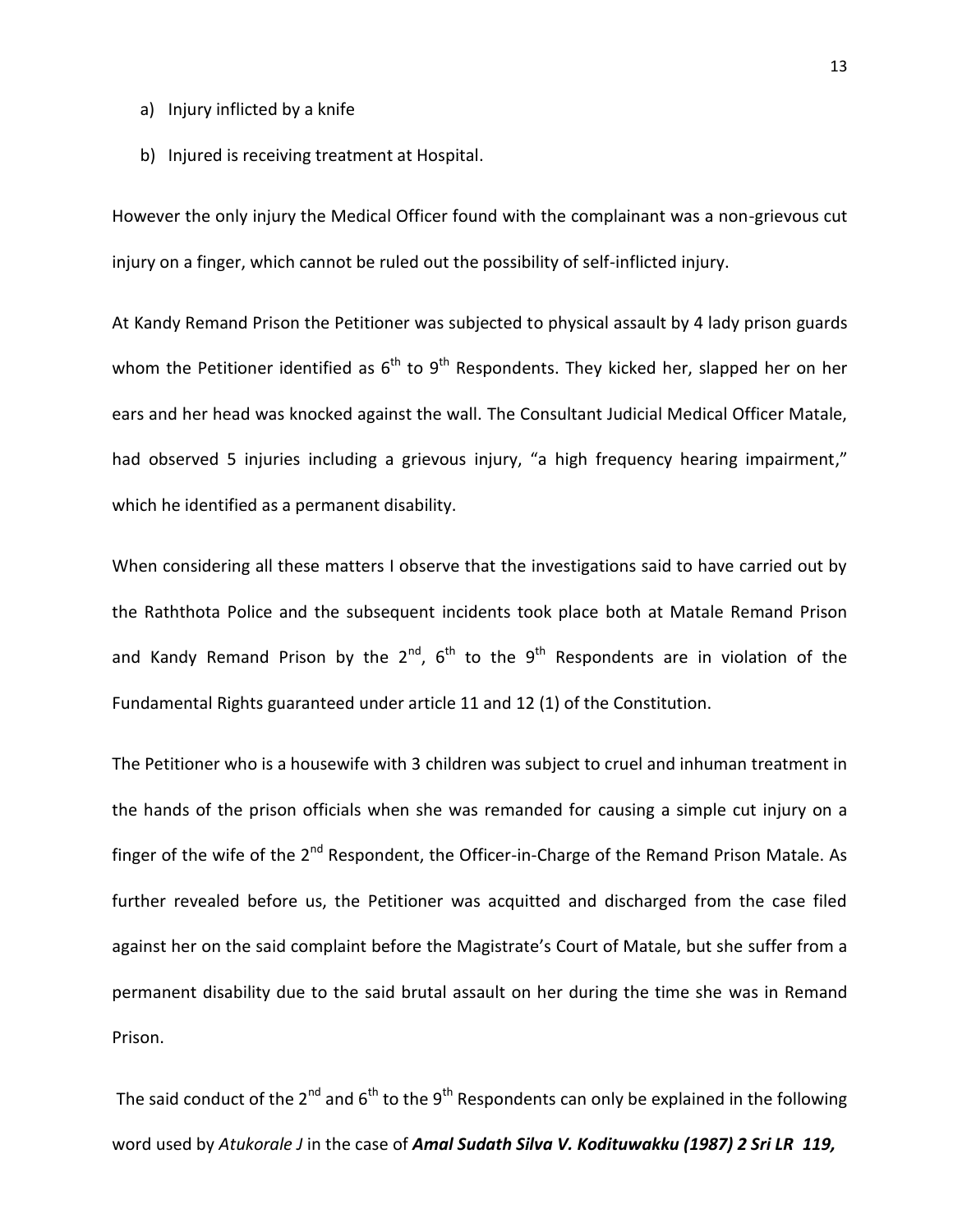a) Injury inflicted by a knife

b) Injured is receiving treatment at Hospital.

However the only injury the Medical Officer found with the complainant was a non-grievous cut injury on a finger, which cannot be ruled out the possibility of self-inflicted injury.

At Kandy Remand Prison the Petitioner was subjected to physical assault by 4 lady prison guards whom the Petitioner identified as 6th to 9th Respondents. They kicked her, slapped her on her ears and her head was knocked against the wall. The Consultant Judicial Medical Officer Matale, had observed 5 injuries including a grievous injury, "a high frequency hearing impairment," which he identified as a permanent disability.

When considering all these matters I observe that the investigations said to have carried out by the Raththota Police and the subsequent incidents took place both at Matale Remand Prison and Kandy Remand Prison by the 2nd, 6th to the 9th Respondents are in violation of the Fundamental Rights guaranteed under article 11 and 12 (1) of the Constitution.

The Petitioner who is a housewife with 3 children was subject to cruel and inhuman treatment in the hands of the prison officials when she was remanded for causing a simple cut injury on a finger of the wife of the 2nd Respondent, the Officer-in-Charge of the Remand Prison Matale. As further revealed before us, the Petitioner was acquitted and discharged from the case filed against her on the said complaint before the Magistrate's Court of Matale, but she suffer from a permanent disability due to the said brutal assault on her during the time she was in Remand Prison.

The said conduct of the 2nd and 6th to the 9th Respondents can only be explained in the following word used by *Atukorale J* in the case of ***Amal Sudath Silva V. Kodituwakku (1987) 2 Sri LR 119,***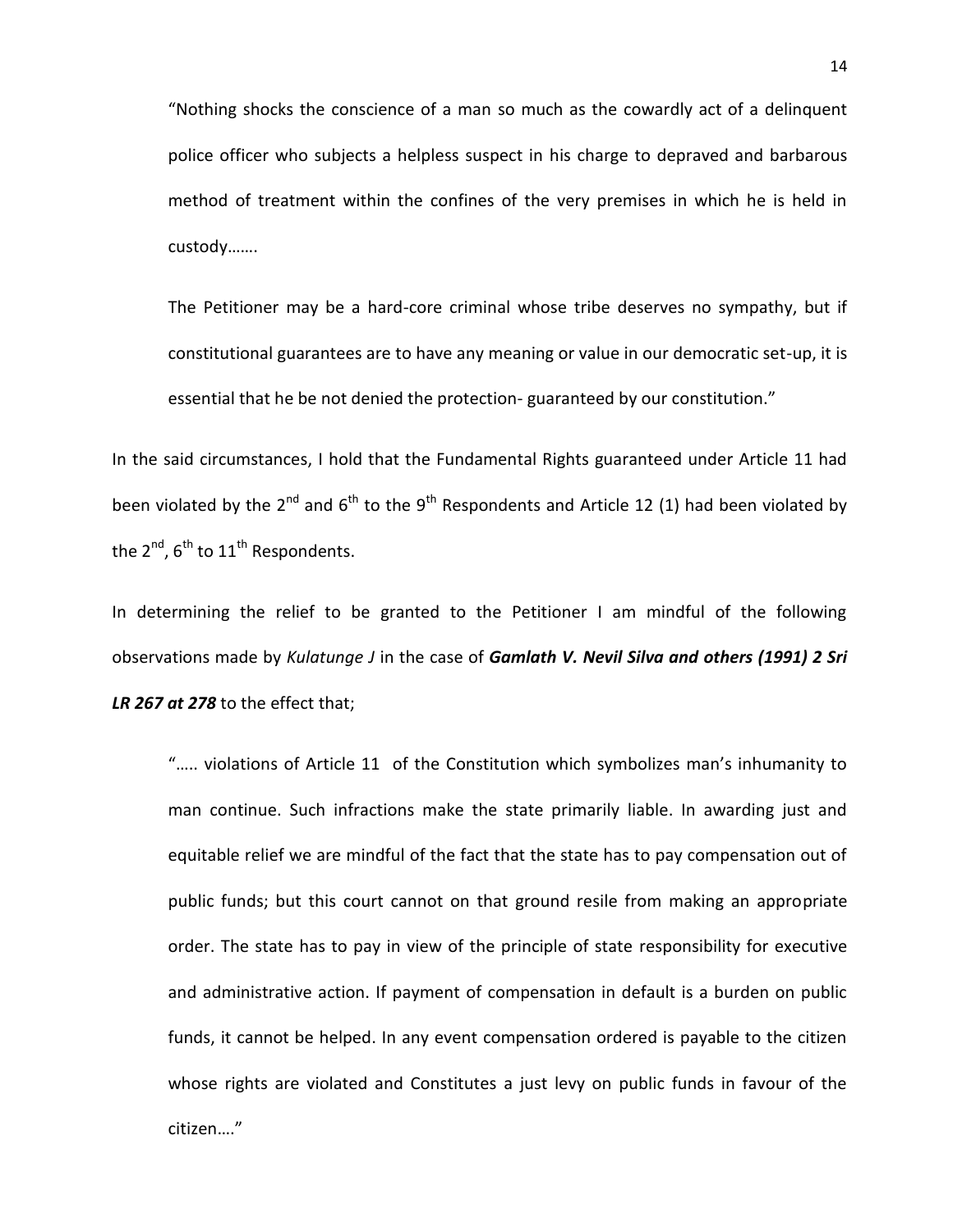> "Nothing shocks the conscience of a man so much as the cowardly act of a delinquent police officer who subjects a helpless suspect in his charge to depraved and barbarous method of treatment within the confines of the very premises in which he is held in custody…….
>
> The Petitioner may be a hard-core criminal whose tribe deserves no sympathy, but if constitutional guarantees are to have any meaning or value in our democratic set-up, it is essential that he be not denied the protection- guaranteed by our constitution."

In the said circumstances, I hold that the Fundamental Rights guaranteed under Article 11 had been violated by the 2nd and 6th to the 9th Respondents and Article 12 (1) had been violated by the 2nd, 6th to 11th Respondents.

In determining the relief to be granted to the Petitioner I am mindful of the following observations made by *Kulatunge J* in the case of ***Gamlath V. Nevil Silva and others (1991) 2 Sri LR 267 at 278*** to the effect that;

> "….. violations of Article 11 of the Constitution which symbolizes man's inhumanity to man continue. Such infractions make the state primarily liable. In awarding just and equitable relief we are mindful of the fact that the state has to pay compensation out of public funds; but this court cannot on that ground resile from making an appropriate order. The state has to pay in view of the principle of state responsibility for executive and administrative action. If payment of compensation in default is a burden on public funds, it cannot be helped. In any event compensation ordered is payable to the citizen whose rights are violated and Constitutes a just levy on public funds in favour of the citizen…."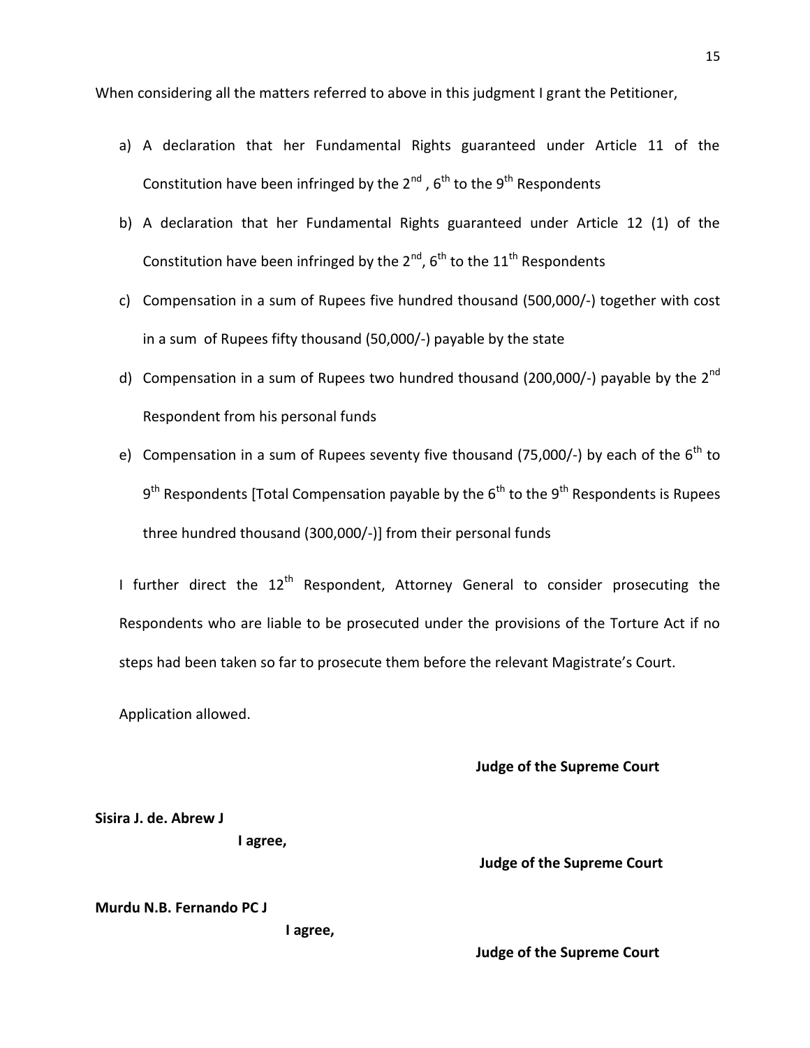When considering all the matters referred to above in this judgment I grant the Petitioner,

a) A declaration that her Fundamental Rights guaranteed under Article 11 of the Constitution have been infringed by the 2nd , 6th to the 9th Respondents

b) A declaration that her Fundamental Rights guaranteed under Article 12 (1) of the Constitution have been infringed by the 2nd, 6th to the 11th Respondents

c) Compensation in a sum of Rupees five hundred thousand (500,000/-) together with cost in a sum of Rupees fifty thousand (50,000/-) payable by the state

d) Compensation in a sum of Rupees two hundred thousand (200,000/-) payable by the 2nd Respondent from his personal funds

e) Compensation in a sum of Rupees seventy five thousand (75,000/-) by each of the 6th to 9th Respondents [Total Compensation payable by the 6th to the 9th Respondents is Rupees three hundred thousand (300,000/-)] from their personal funds

I further direct the 12th Respondent, Attorney General to consider prosecuting the Respondents who are liable to be prosecuted under the provisions of the Torture Act if no steps had been taken so far to prosecute them before the relevant Magistrate's Court.

Application allowed.

**Judge of the Supreme Court**

**Sisira J. de. Abrew J**

**I agree,**

**Judge of the Supreme Court**

**Murdu N.B. Fernando PC J**

**I agree,**

**Judge of the Supreme Court**